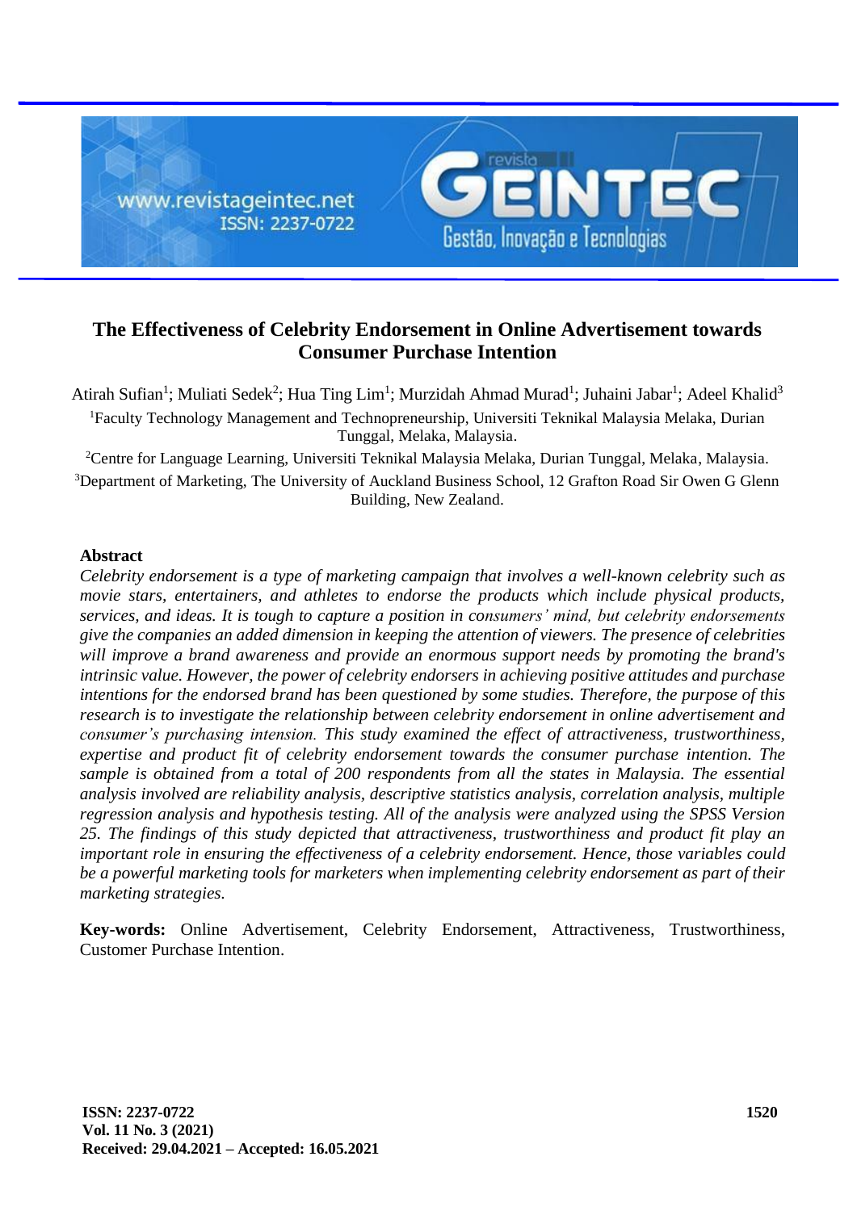# The Effectiveness of Celebrity Endorsement in Online Advertisement towards Consumer Purchase Intention

Atirah Sufian[1]; Muliati Sedek[2]; Hua Ting Lim[1]; Murzidah Ahmad Murad[1]; Juhaini Jabar[1]; Adeel Khalid[3]

[1]Faculty Technology Management and Technopreneurship, Universiti Teknikal Malaysia Melaka, Durian Tunggal, Melaka, Malaysia.

[2]Centre for Language Learning, Universiti Teknikal Malaysia Melaka, Durian Tunggal, Melaka, Malaysia.

[3]Department of Marketing, The University of Auckland Business School, 12 Grafton Road Sir Owen G Glenn Building, New Zealand.

## Abstract

*Celebrity endorsement is a type of marketing campaign that involves a well-known celebrity such as movie stars, entertainers, and athletes to endorse the products which include physical products, services, and ideas. It is tough to capture a position in consumers' mind, but celebrity endorsements give the companies an added dimension in keeping the attention of viewers. The presence of celebrities will improve a brand awareness and provide an enormous support needs by promoting the brand's intrinsic value. However, the power of celebrity endorsers in achieving positive attitudes and purchase intentions for the endorsed brand has been questioned by some studies. Therefore, the purpose of this research is to investigate the relationship between celebrity endorsement in online advertisement and consumer's purchasing intension. This study examined the effect of attractiveness, trustworthiness, expertise and product fit of celebrity endorsement towards the consumer purchase intention. The sample is obtained from a total of 200 respondents from all the states in Malaysia. The essential analysis involved are reliability analysis, descriptive statistics analysis, correlation analysis, multiple regression analysis and hypothesis testing. All of the analysis were analyzed using the SPSS Version 25. The findings of this study depicted that attractiveness, trustworthiness and product fit play an important role in ensuring the effectiveness of a celebrity endorsement. Hence, those variables could be a powerful marketing tools for marketers when implementing celebrity endorsement as part of their marketing strategies.*

**Key-words:** Online Advertisement, Celebrity Endorsement, Attractiveness, Trustworthiness, Customer Purchase Intention.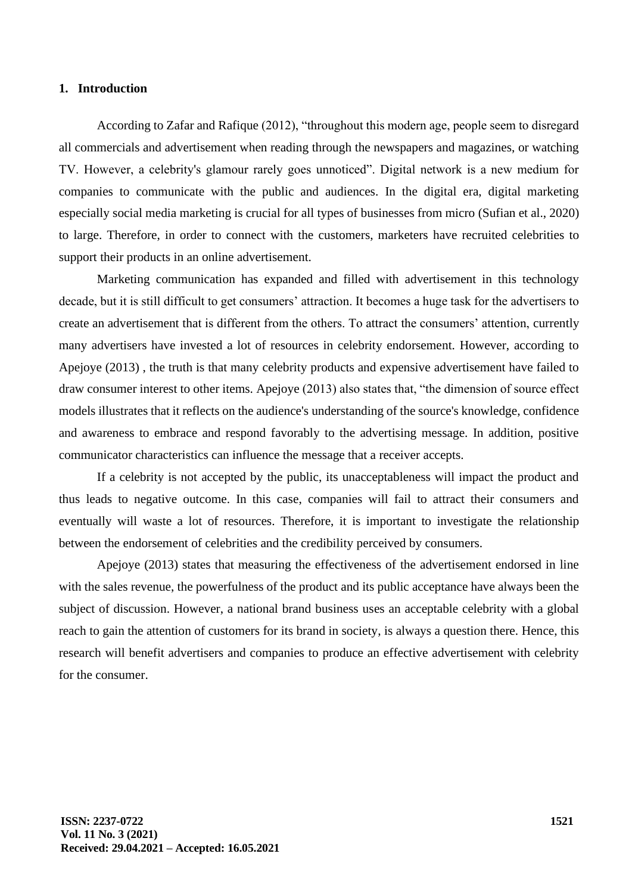## 1. Introduction

According to Zafar and Rafique (2012), "throughout this modern age, people seem to disregard all commercials and advertisement when reading through the newspapers and magazines, or watching TV. However, a celebrity's glamour rarely goes unnoticed". Digital network is a new medium for companies to communicate with the public and audiences. In the digital era, digital marketing especially social media marketing is crucial for all types of businesses from micro (Sufian et al., 2020) to large. Therefore, in order to connect with the customers, marketers have recruited celebrities to support their products in an online advertisement.

Marketing communication has expanded and filled with advertisement in this technology decade, but it is still difficult to get consumers' attraction. It becomes a huge task for the advertisers to create an advertisement that is different from the others. To attract the consumers' attention, currently many advertisers have invested a lot of resources in celebrity endorsement. However, according to Apejoye (2013) , the truth is that many celebrity products and expensive advertisement have failed to draw consumer interest to other items. Apejoye (2013) also states that, "the dimension of source effect models illustrates that it reflects on the audience's understanding of the source's knowledge, confidence and awareness to embrace and respond favorably to the advertising message. In addition, positive communicator characteristics can influence the message that a receiver accepts.

If a celebrity is not accepted by the public, its unacceptableness will impact the product and thus leads to negative outcome. In this case, companies will fail to attract their consumers and eventually will waste a lot of resources. Therefore, it is important to investigate the relationship between the endorsement of celebrities and the credibility perceived by consumers.

Apejoye (2013) states that measuring the effectiveness of the advertisement endorsed in line with the sales revenue, the powerfulness of the product and its public acceptance have always been the subject of discussion. However, a national brand business uses an acceptable celebrity with a global reach to gain the attention of customers for its brand in society, is always a question there. Hence, this research will benefit advertisers and companies to produce an effective advertisement with celebrity for the consumer.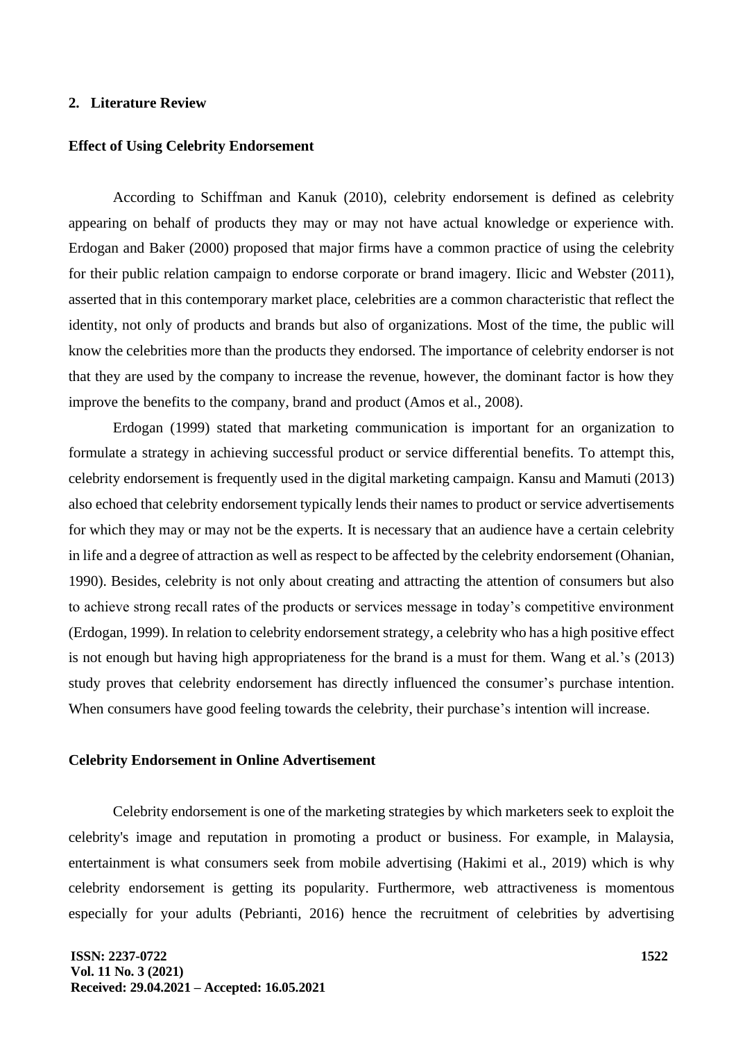## 2. Literature Review

### Effect of Using Celebrity Endorsement

According to Schiffman and Kanuk (2010), celebrity endorsement is defined as celebrity appearing on behalf of products they may or may not have actual knowledge or experience with. Erdogan and Baker (2000) proposed that major firms have a common practice of using the celebrity for their public relation campaign to endorse corporate or brand imagery. Ilicic and Webster (2011), asserted that in this contemporary market place, celebrities are a common characteristic that reflect the identity, not only of products and brands but also of organizations. Most of the time, the public will know the celebrities more than the products they endorsed. The importance of celebrity endorser is not that they are used by the company to increase the revenue, however, the dominant factor is how they improve the benefits to the company, brand and product (Amos et al., 2008).

Erdogan (1999) stated that marketing communication is important for an organization to formulate a strategy in achieving successful product or service differential benefits. To attempt this, celebrity endorsement is frequently used in the digital marketing campaign. Kansu and Mamuti (2013) also echoed that celebrity endorsement typically lends their names to product or service advertisements for which they may or may not be the experts. It is necessary that an audience have a certain celebrity in life and a degree of attraction as well as respect to be affected by the celebrity endorsement (Ohanian, 1990). Besides, celebrity is not only about creating and attracting the attention of consumers but also to achieve strong recall rates of the products or services message in today's competitive environment (Erdogan, 1999). In relation to celebrity endorsement strategy, a celebrity who has a high positive effect is not enough but having high appropriateness for the brand is a must for them. Wang et al.'s (2013) study proves that celebrity endorsement has directly influenced the consumer's purchase intention. When consumers have good feeling towards the celebrity, their purchase's intention will increase.

### Celebrity Endorsement in Online Advertisement

Celebrity endorsement is one of the marketing strategies by which marketers seek to exploit the celebrity's image and reputation in promoting a product or business. For example, in Malaysia, entertainment is what consumers seek from mobile advertising (Hakimi et al., 2019) which is why celebrity endorsement is getting its popularity. Furthermore, web attractiveness is momentous especially for your adults (Pebrianti, 2016) hence the recruitment of celebrities by advertising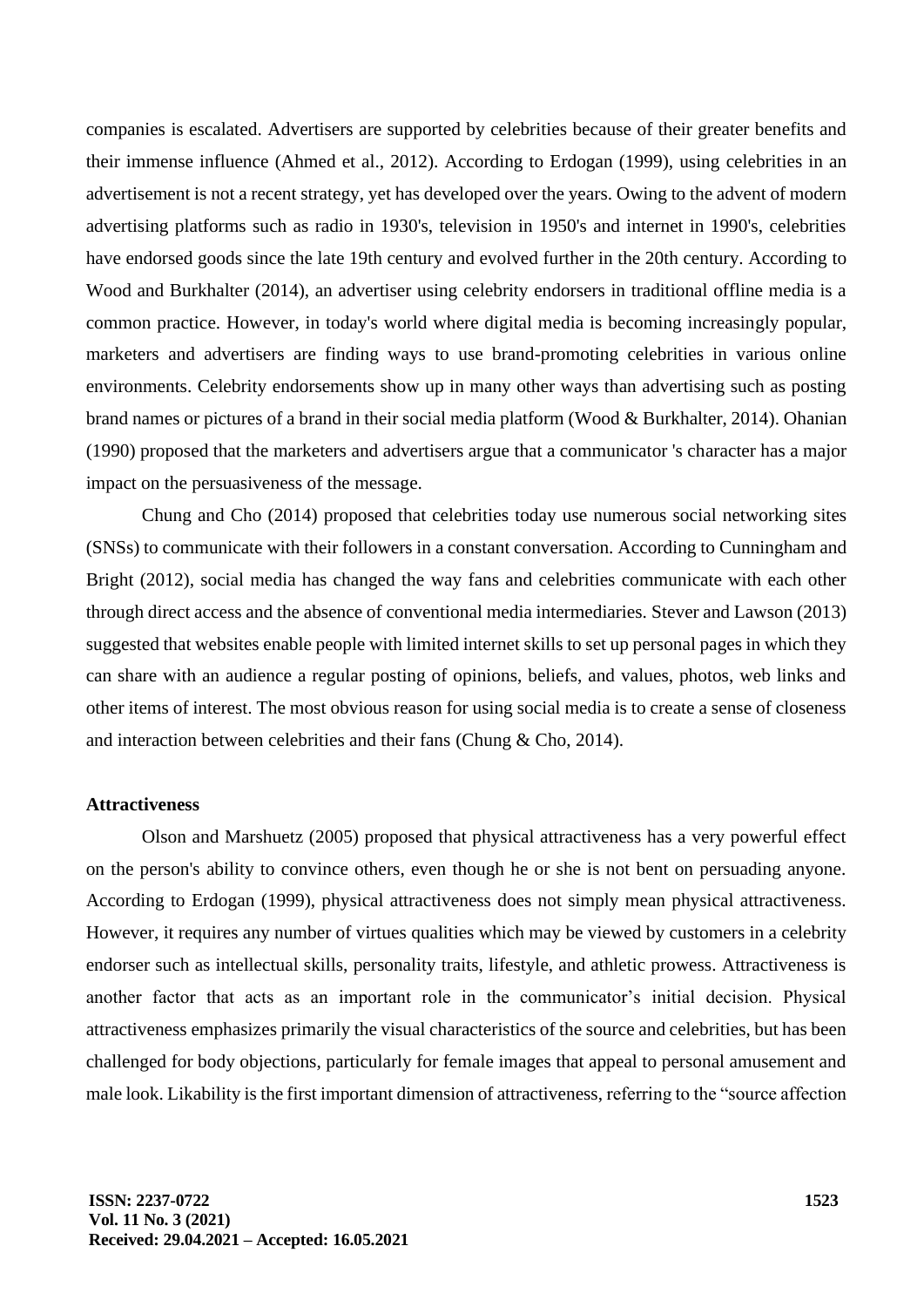companies is escalated. Advertisers are supported by celebrities because of their greater benefits and their immense influence (Ahmed et al., 2012). According to Erdogan (1999), using celebrities in an advertisement is not a recent strategy, yet has developed over the years. Owing to the advent of modern advertising platforms such as radio in 1930's, television in 1950's and internet in 1990's, celebrities have endorsed goods since the late 19th century and evolved further in the 20th century. According to Wood and Burkhalter (2014), an advertiser using celebrity endorsers in traditional offline media is a common practice. However, in today's world where digital media is becoming increasingly popular, marketers and advertisers are finding ways to use brand-promoting celebrities in various online environments. Celebrity endorsements show up in many other ways than advertising such as posting brand names or pictures of a brand in their social media platform (Wood & Burkhalter, 2014). Ohanian (1990) proposed that the marketers and advertisers argue that a communicator 's character has a major impact on the persuasiveness of the message.

Chung and Cho (2014) proposed that celebrities today use numerous social networking sites (SNSs) to communicate with their followers in a constant conversation. According to Cunningham and Bright (2012), social media has changed the way fans and celebrities communicate with each other through direct access and the absence of conventional media intermediaries. Stever and Lawson (2013) suggested that websites enable people with limited internet skills to set up personal pages in which they can share with an audience a regular posting of opinions, beliefs, and values, photos, web links and other items of interest. The most obvious reason for using social media is to create a sense of closeness and interaction between celebrities and their fans (Chung & Cho, 2014).

**Attractiveness**

Olson and Marshuetz (2005) proposed that physical attractiveness has a very powerful effect on the person's ability to convince others, even though he or she is not bent on persuading anyone. According to Erdogan (1999), physical attractiveness does not simply mean physical attractiveness. However, it requires any number of virtues qualities which may be viewed by customers in a celebrity endorser such as intellectual skills, personality traits, lifestyle, and athletic prowess. Attractiveness is another factor that acts as an important role in the communicator's initial decision. Physical attractiveness emphasizes primarily the visual characteristics of the source and celebrities, but has been challenged for body objections, particularly for female images that appeal to personal amusement and male look. Likability is the first important dimension of attractiveness, referring to the "source affection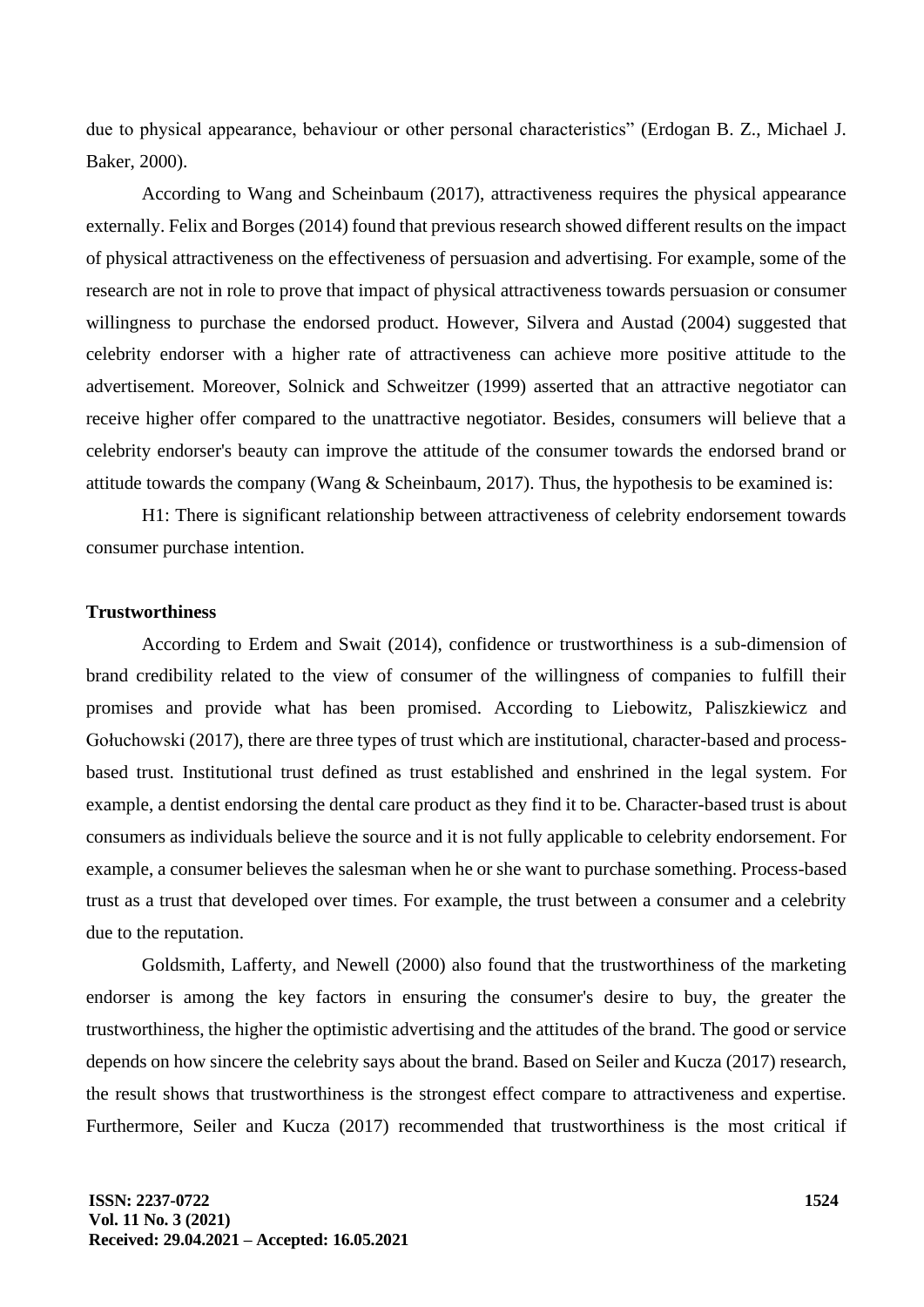due to physical appearance, behaviour or other personal characteristics" (Erdogan B. Z., Michael J. Baker, 2000).

According to Wang and Scheinbaum (2017), attractiveness requires the physical appearance externally. Felix and Borges (2014) found that previous research showed different results on the impact of physical attractiveness on the effectiveness of persuasion and advertising. For example, some of the research are not in role to prove that impact of physical attractiveness towards persuasion or consumer willingness to purchase the endorsed product. However, Silvera and Austad (2004) suggested that celebrity endorser with a higher rate of attractiveness can achieve more positive attitude to the advertisement. Moreover, Solnick and Schweitzer (1999) asserted that an attractive negotiator can receive higher offer compared to the unattractive negotiator. Besides, consumers will believe that a celebrity endorser's beauty can improve the attitude of the consumer towards the endorsed brand or attitude towards the company (Wang & Scheinbaum, 2017). Thus, the hypothesis to be examined is:

H1: There is significant relationship between attractiveness of celebrity endorsement towards consumer purchase intention.

**Trustworthiness**

According to Erdem and Swait (2014), confidence or trustworthiness is a sub-dimension of brand credibility related to the view of consumer of the willingness of companies to fulfill their promises and provide what has been promised. According to Liebowitz, Paliszkiewicz and Gołuchowski (2017), there are three types of trust which are institutional, character-based and process-based trust. Institutional trust defined as trust established and enshrined in the legal system. For example, a dentist endorsing the dental care product as they find it to be. Character-based trust is about consumers as individuals believe the source and it is not fully applicable to celebrity endorsement. For example, a consumer believes the salesman when he or she want to purchase something. Process-based trust as a trust that developed over times. For example, the trust between a consumer and a celebrity due to the reputation.

Goldsmith, Lafferty, and Newell (2000) also found that the trustworthiness of the marketing endorser is among the key factors in ensuring the consumer's desire to buy, the greater the trustworthiness, the higher the optimistic advertising and the attitudes of the brand. The good or service depends on how sincere the celebrity says about the brand. Based on Seiler and Kucza (2017) research, the result shows that trustworthiness is the strongest effect compare to attractiveness and expertise. Furthermore, Seiler and Kucza (2017) recommended that trustworthiness is the most critical if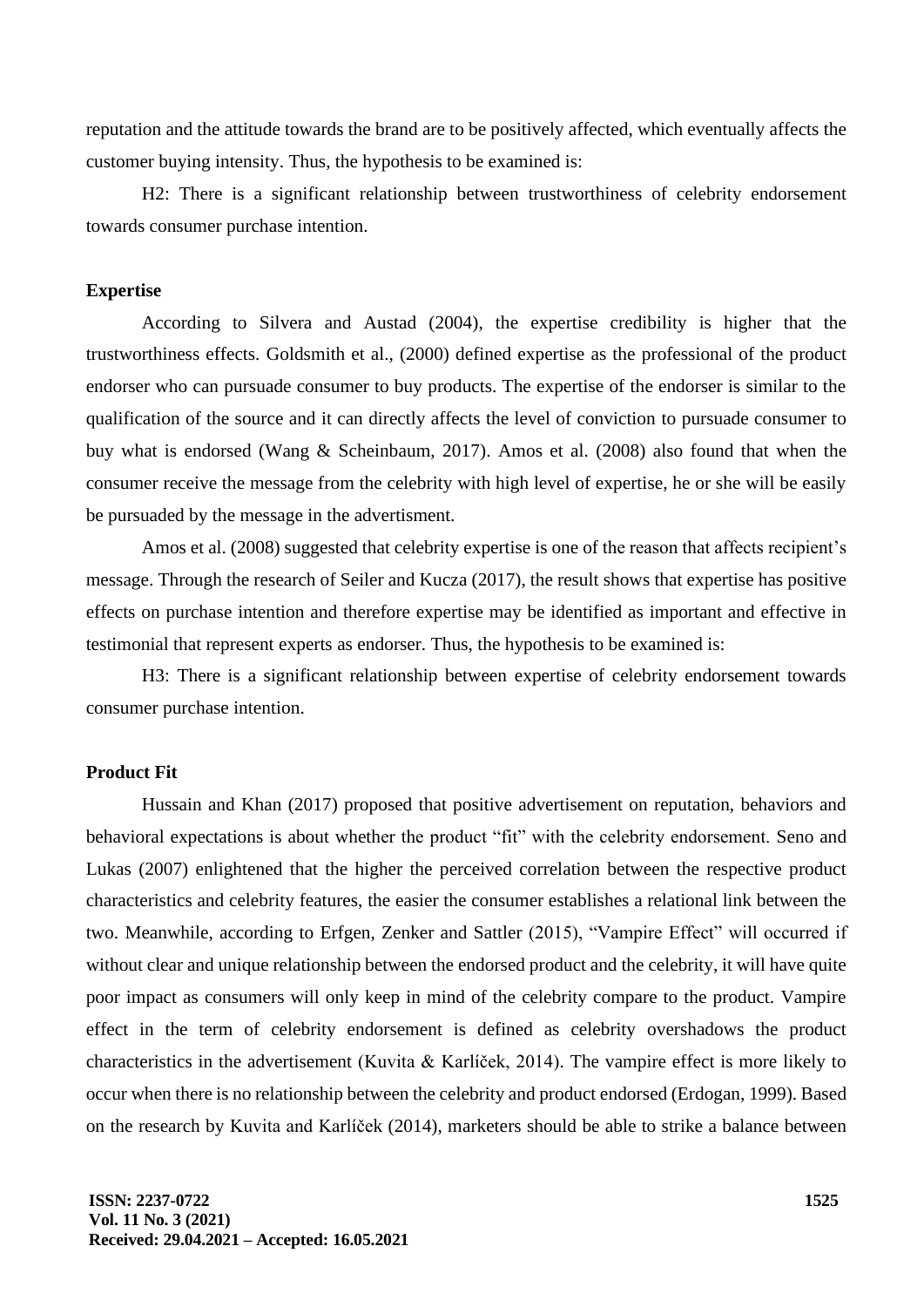reputation and the attitude towards the brand are to be positively affected, which eventually affects the customer buying intensity. Thus, the hypothesis to be examined is:

H2: There is a significant relationship between trustworthiness of celebrity endorsement towards consumer purchase intention.

**Expertise**

According to Silvera and Austad (2004), the expertise credibility is higher that the trustworthiness effects. Goldsmith et al., (2000) defined expertise as the professional of the product endorser who can pursuade consumer to buy products. The expertise of the endorser is similar to the qualification of the source and it can directly affects the level of conviction to pursuade consumer to buy what is endorsed (Wang & Scheinbaum, 2017). Amos et al. (2008) also found that when the consumer receive the message from the celebrity with high level of expertise, he or she will be easily be pursuaded by the message in the advertisment.

Amos et al. (2008) suggested that celebrity expertise is one of the reason that affects recipient's message. Through the research of Seiler and Kucza (2017), the result shows that expertise has positive effects on purchase intention and therefore expertise may be identified as important and effective in testimonial that represent experts as endorser. Thus, the hypothesis to be examined is:

H3: There is a significant relationship between expertise of celebrity endorsement towards consumer purchase intention.

**Product Fit**

Hussain and Khan (2017) proposed that positive advertisement on reputation, behaviors and behavioral expectations is about whether the product "fit" with the celebrity endorsement. Seno and Lukas (2007) enlightened that the higher the perceived correlation between the respective product characteristics and celebrity features, the easier the consumer establishes a relational link between the two. Meanwhile, according to Erfgen, Zenker and Sattler (2015), "Vampire Effect" will occurred if without clear and unique relationship between the endorsed product and the celebrity, it will have quite poor impact as consumers will only keep in mind of the celebrity compare to the product. Vampire effect in the term of celebrity endorsement is defined as celebrity overshadows the product characteristics in the advertisement (Kuvita & Karlíček, 2014). The vampire effect is more likely to occur when there is no relationship between the celebrity and product endorsed (Erdogan, 1999). Based on the research by Kuvita and Karlíček (2014), marketers should be able to strike a balance between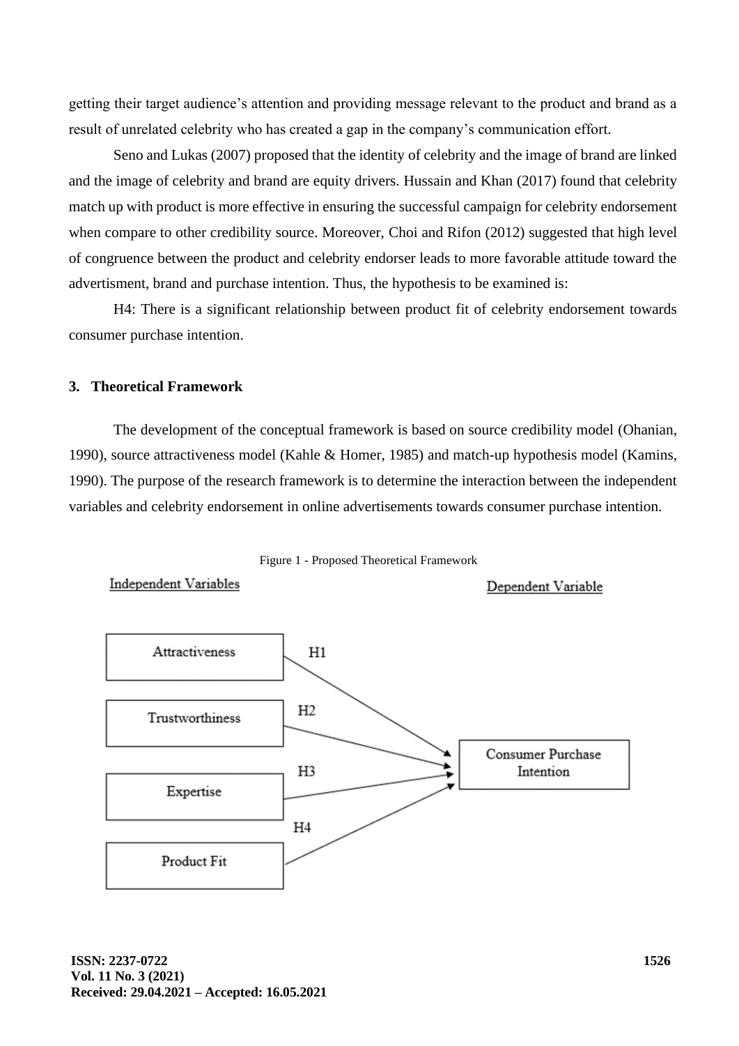getting their target audience's attention and providing message relevant to the product and brand as a result of unrelated celebrity who has created a gap in the company's communication effort.

Seno and Lukas (2007) proposed that the identity of celebrity and the image of brand are linked and the image of celebrity and brand are equity drivers. Hussain and Khan (2017) found that celebrity match up with product is more effective in ensuring the successful campaign for celebrity endorsement when compare to other credibility source. Moreover, Choi and Rifon (2012) suggested that high level of congruence between the product and celebrity endorser leads to more favorable attitude toward the advertisment, brand and purchase intention. Thus, the hypothesis to be examined is:

H4: There is a significant relationship between product fit of celebrity endorsement towards consumer purchase intention.

## 3. Theoretical Framework

The development of the conceptual framework is based on source credibility model (Ohanian, 1990), source attractiveness model (Kahle & Homer, 1985) and match-up hypothesis model (Kamins, 1990). The purpose of the research framework is to determine the interaction between the independent variables and celebrity endorsement in online advertisements towards consumer purchase intention.

Figure 1 - Proposed Theoretical Framework

Independent Variables

Dependent Variable

Attractiveness — H1 → Consumer Purchase Intention

Trustworthiness — H2 → Consumer Purchase Intention

Expertise — H3 → Consumer Purchase Intention

Product Fit — H4 → Consumer Purchase Intention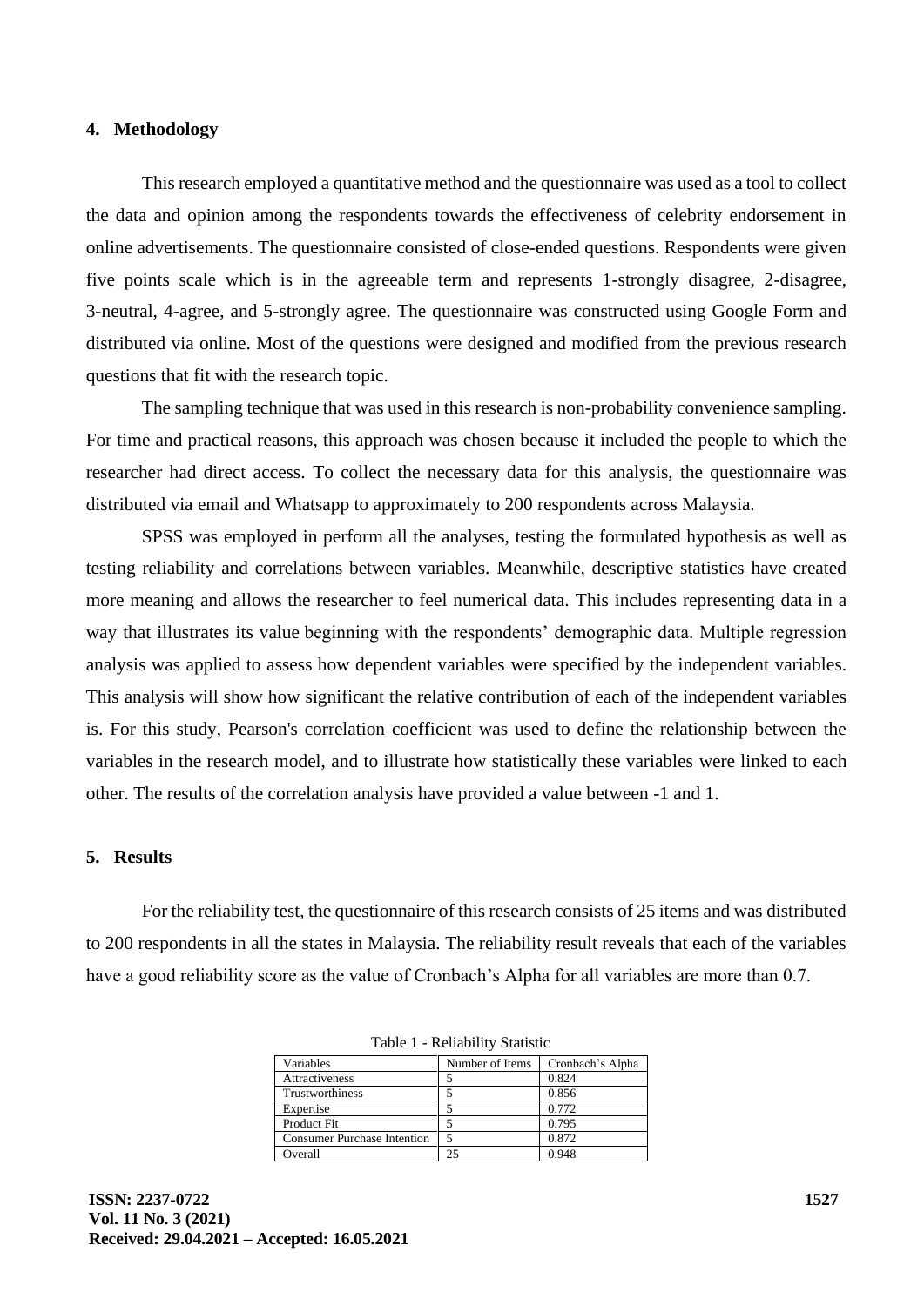## 4. Methodology

This research employed a quantitative method and the questionnaire was used as a tool to collect the data and opinion among the respondents towards the effectiveness of celebrity endorsement in online advertisements. The questionnaire consisted of close-ended questions. Respondents were given five points scale which is in the agreeable term and represents 1-strongly disagree, 2-disagree, 3-neutral, 4-agree, and 5-strongly agree. The questionnaire was constructed using Google Form and distributed via online. Most of the questions were designed and modified from the previous research questions that fit with the research topic.

The sampling technique that was used in this research is non-probability convenience sampling. For time and practical reasons, this approach was chosen because it included the people to which the researcher had direct access. To collect the necessary data for this analysis, the questionnaire was distributed via email and Whatsapp to approximately to 200 respondents across Malaysia.

SPSS was employed in perform all the analyses, testing the formulated hypothesis as well as testing reliability and correlations between variables. Meanwhile, descriptive statistics have created more meaning and allows the researcher to feel numerical data. This includes representing data in a way that illustrates its value beginning with the respondents' demographic data. Multiple regression analysis was applied to assess how dependent variables were specified by the independent variables. This analysis will show how significant the relative contribution of each of the independent variables is. For this study, Pearson's correlation coefficient was used to define the relationship between the variables in the research model, and to illustrate how statistically these variables were linked to each other. The results of the correlation analysis have provided a value between -1 and 1.

## 5. Results

For the reliability test, the questionnaire of this research consists of 25 items and was distributed to 200 respondents in all the states in Malaysia. The reliability result reveals that each of the variables have a good reliability score as the value of Cronbach's Alpha for all variables are more than 0.7.

Table 1 - Reliability Statistic

| Variables | Number of Items | Cronbach's Alpha |
| --- | --- | --- |
| Attractiveness | 5 | 0.824 |
| Trustworthiness | 5 | 0.856 |
| Expertise | 5 | 0.772 |
| Product Fit | 5 | 0.795 |
| Consumer Purchase Intention | 5 | 0.872 |
| Overall | 25 | 0.948 |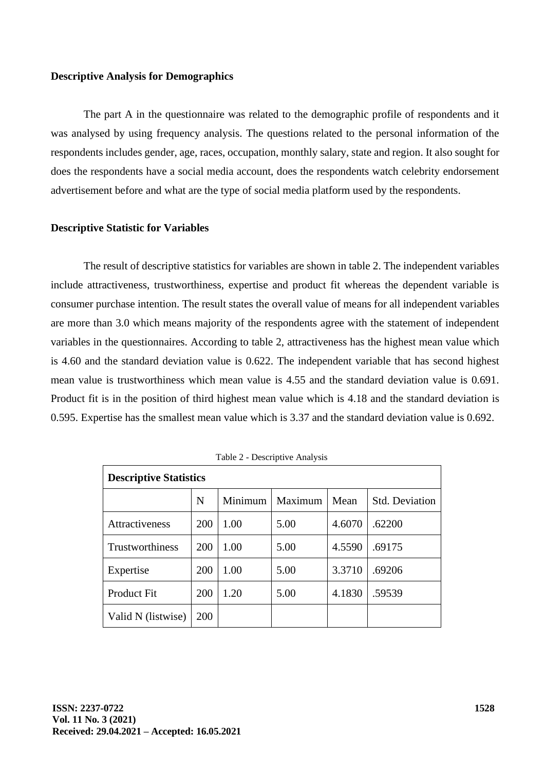**Descriptive Analysis for Demographics**

The part A in the questionnaire was related to the demographic profile of respondents and it was analysed by using frequency analysis. The questions related to the personal information of the respondents includes gender, age, races, occupation, monthly salary, state and region. It also sought for does the respondents have a social media account, does the respondents watch celebrity endorsement advertisement before and what are the type of social media platform used by the respondents.

**Descriptive Statistic for Variables**

The result of descriptive statistics for variables are shown in table 2. The independent variables include attractiveness, trustworthiness, expertise and product fit whereas the dependent variable is consumer purchase intention. The result states the overall value of means for all independent variables are more than 3.0 which means majority of the respondents agree with the statement of independent variables in the questionnaires. According to table 2, attractiveness has the highest mean value which is 4.60 and the standard deviation value is 0.622. The independent variable that has second highest mean value is trustworthiness which mean value is 4.55 and the standard deviation value is 0.691. Product fit is in the position of third highest mean value which is 4.18 and the standard deviation is 0.595. Expertise has the smallest mean value which is 3.37 and the standard deviation value is 0.692.

Table 2 - Descriptive Analysis

| **Descriptive Statistics** | | | | | |
|---|---|---|---|---|---|
| | N | Minimum | Maximum | Mean | Std. Deviation |
| Attractiveness | 200 | 1.00 | 5.00 | 4.6070 | .62200 |
| Trustworthiness | 200 | 1.00 | 5.00 | 4.5590 | .69175 |
| Expertise | 200 | 1.00 | 5.00 | 3.3710 | .69206 |
| Product Fit | 200 | 1.20 | 5.00 | 4.1830 | .59539 |
| Valid N (listwise) | 200 | | | | |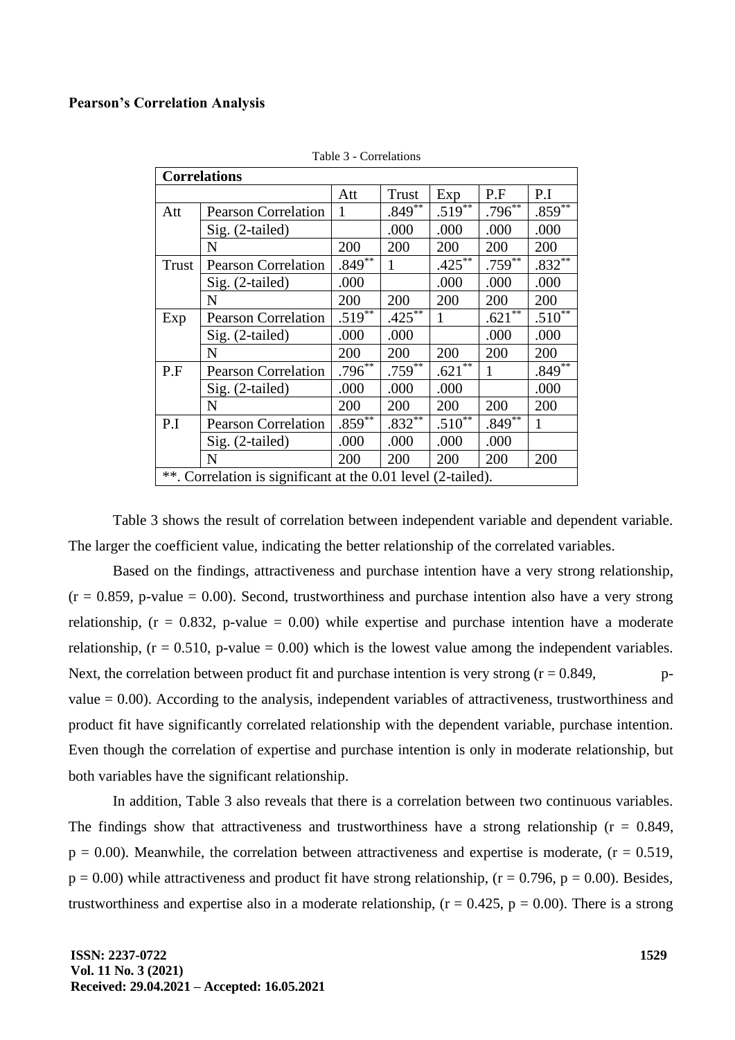**Pearson's Correlation Analysis**

Table 3 - Correlations

| Correlations | | | | | | |
|---|---|---|---|---|---|---|
| | | Att | Trust | Exp | P.F | P.I |
| Att | Pearson Correlation | 1 | .849** | .519** | .796** | .859** |
| | Sig. (2-tailed) | | .000 | .000 | .000 | .000 |
| | N | 200 | 200 | 200 | 200 | 200 |
| Trust | Pearson Correlation | .849** | 1 | .425** | .759** | .832** |
| | Sig. (2-tailed) | .000 | | .000 | .000 | .000 |
| | N | 200 | 200 | 200 | 200 | 200 |
| Exp | Pearson Correlation | .519** | .425** | 1 | .621** | .510** |
| | Sig. (2-tailed) | .000 | .000 | | .000 | .000 |
| | N | 200 | 200 | 200 | 200 | 200 |
| P.F | Pearson Correlation | .796** | .759** | .621** | 1 | .849** |
| | Sig. (2-tailed) | .000 | .000 | .000 | | .000 |
| | N | 200 | 200 | 200 | 200 | 200 |
| P.I | Pearson Correlation | .859** | .832** | .510** | .849** | 1 |
| | Sig. (2-tailed) | .000 | .000 | .000 | .000 | |
| | N | 200 | 200 | 200 | 200 | 200 |
| **. Correlation is significant at the 0.01 level (2-tailed). | | | | | | |

Table 3 shows the result of correlation between independent variable and dependent variable. The larger the coefficient value, indicating the better relationship of the correlated variables.

Based on the findings, attractiveness and purchase intention have a very strong relationship, ($r = 0.859$, p-value = 0.00). Second, trustworthiness and purchase intention also have a very strong relationship, ($r = 0.832$, p-value = 0.00) while expertise and purchase intention have a moderate relationship, ($r = 0.510$, p-value = 0.00) which is the lowest value among the independent variables. Next, the correlation between product fit and purchase intention is very strong ($r = 0.849$, p-value = 0.00). According to the analysis, independent variables of attractiveness, trustworthiness and product fit have significantly correlated relationship with the dependent variable, purchase intention. Even though the correlation of expertise and purchase intention is only in moderate relationship, but both variables have the significant relationship.

In addition, Table 3 also reveals that there is a correlation between two continuous variables. The findings show that attractiveness and trustworthiness have a strong relationship ($r = 0.849$, $p = 0.00$). Meanwhile, the correlation between attractiveness and expertise is moderate, ($r = 0.519$, $p = 0.00$) while attractiveness and product fit have strong relationship, ($r = 0.796$, $p = 0.00$). Besides, trustworthiness and expertise also in a moderate relationship, ($r = 0.425$, $p = 0.00$). There is a strong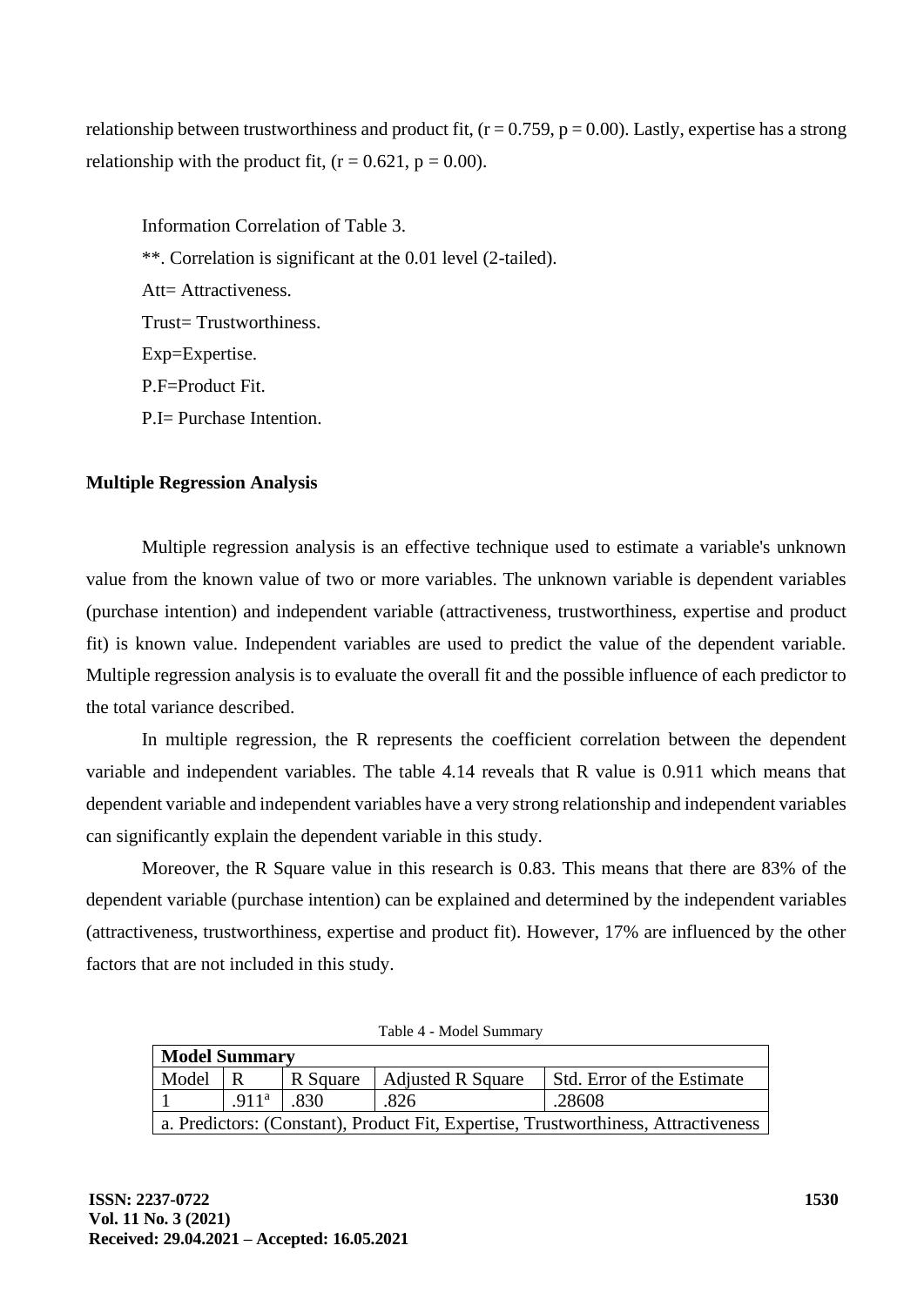relationship between trustworthiness and product fit, ($r = 0.759$, $p = 0.00$). Lastly, expertise has a strong relationship with the product fit, ($r = 0.621$, $p = 0.00$).

Information Correlation of Table 3.

**. Correlation is significant at the 0.01 level (2-tailed).

Att= Attractiveness.

Trust= Trustworthiness.

Exp=Expertise.

P.F=Product Fit.

P.I= Purchase Intention.

**Multiple Regression Analysis**

Multiple regression analysis is an effective technique used to estimate a variable's unknown value from the known value of two or more variables. The unknown variable is dependent variables (purchase intention) and independent variable (attractiveness, trustworthiness, expertise and product fit) is known value. Independent variables are used to predict the value of the dependent variable. Multiple regression analysis is to evaluate the overall fit and the possible influence of each predictor to the total variance described.

In multiple regression, the R represents the coefficient correlation between the dependent variable and independent variables. The table 4.14 reveals that R value is 0.911 which means that dependent variable and independent variables have a very strong relationship and independent variables can significantly explain the dependent variable in this study.

Moreover, the R Square value in this research is 0.83. This means that there are 83% of the dependent variable (purchase intention) can be explained and determined by the independent variables (attractiveness, trustworthiness, expertise and product fit). However, 17% are influenced by the other factors that are not included in this study.

Table 4 - Model Summary

| **Model Summary** | | | | |
|---|---|---|---|---|
| Model | R | R Square | Adjusted R Square | Std. Error of the Estimate |
| 1 | .911[a] | .830 | .826 | .28608 |
| a. Predictors: (Constant), Product Fit, Expertise, Trustworthiness, Attractiveness | | | | |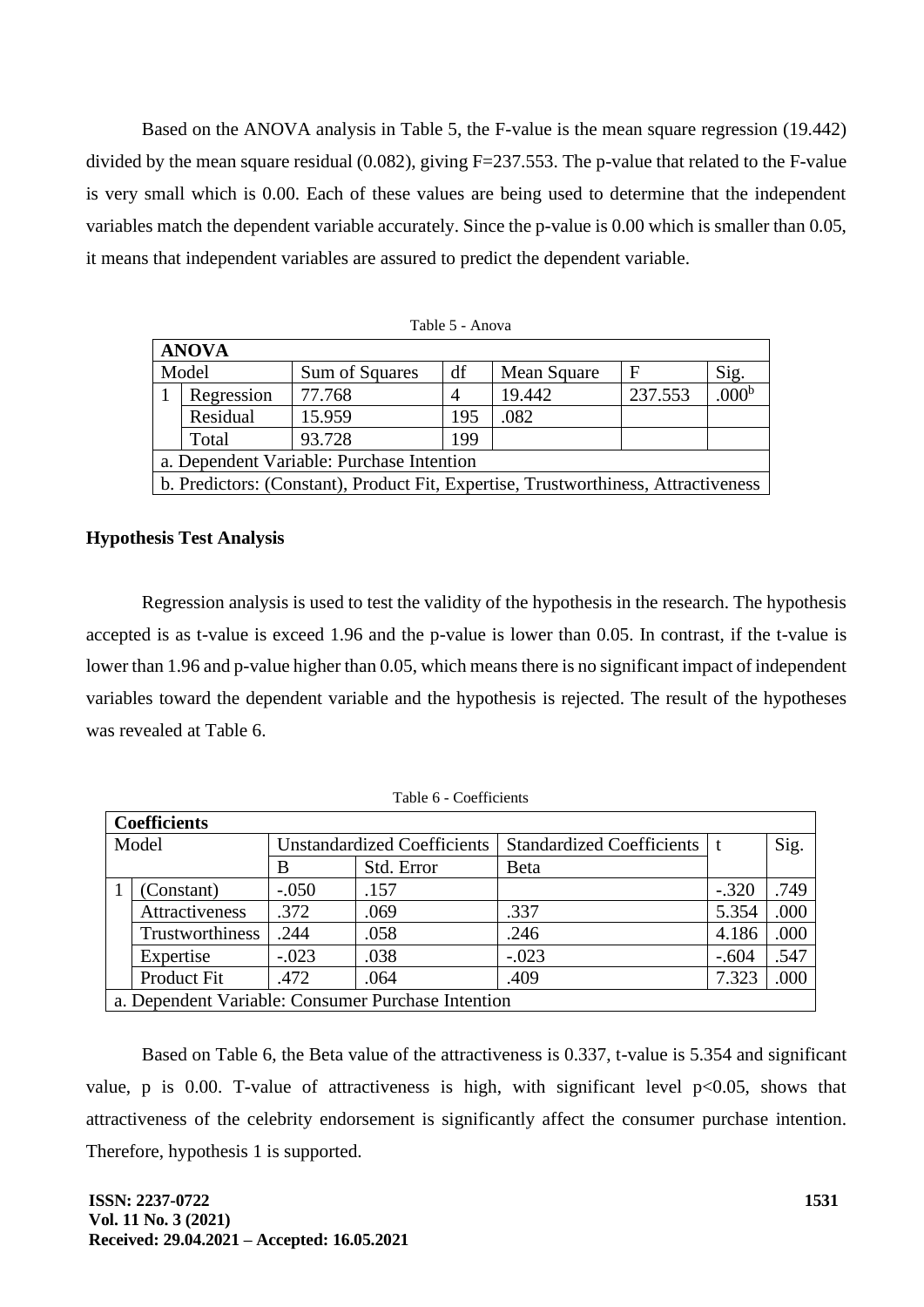Based on the ANOVA analysis in Table 5, the F-value is the mean square regression (19.442) divided by the mean square residual (0.082), giving F=237.553. The p-value that related to the F-value is very small which is 0.00. Each of these values are being used to determine that the independent variables match the dependent variable accurately. Since the p-value is 0.00 which is smaller than 0.05, it means that independent variables are assured to predict the dependent variable.

Table 5 - Anova

| **ANOVA** | | | | | | |
|---|---|---|---|---|---|---|
| Model | | Sum of Squares | df | Mean Square | F | Sig. |
| 1 | Regression | 77.768 | 4 | 19.442 | 237.553 | .000[b] |
| | Residual | 15.959 | 195 | .082 | | |
| | Total | 93.728 | 199 | | | |
| a. Dependent Variable: Purchase Intention | | | | | | |
| b. Predictors: (Constant), Product Fit, Expertise, Trustworthiness, Attractiveness | | | | | | |

**Hypothesis Test Analysis**

Regression analysis is used to test the validity of the hypothesis in the research. The hypothesis accepted is as t-value is exceed 1.96 and the p-value is lower than 0.05. In contrast, if the t-value is lower than 1.96 and p-value higher than 0.05, which means there is no significant impact of independent variables toward the dependent variable and the hypothesis is rejected. The result of the hypotheses was revealed at Table 6.

Table 6 - Coefficients

| **Coefficients** | | | | | | |
|---|---|---|---|---|---|---|
| Model | | Unstandardized Coefficients | | Standardized Coefficients | t | Sig. |
| | | B | Std. Error | Beta | | |
| 1 | (Constant) | -.050 | .157 | | -.320 | .749 |
| | Attractiveness | .372 | .069 | .337 | 5.354 | .000 |
| | Trustworthiness | .244 | .058 | .246 | 4.186 | .000 |
| | Expertise | -.023 | .038 | -.023 | -.604 | .547 |
| | Product Fit | .472 | .064 | .409 | 7.323 | .000 |
| a. Dependent Variable: Consumer Purchase Intention | | | | | | |

Based on Table 6, the Beta value of the attractiveness is 0.337, t-value is 5.354 and significant value, p is 0.00. T-value of attractiveness is high, with significant level $p<0.05$, shows that attractiveness of the celebrity endorsement is significantly affect the consumer purchase intention. Therefore, hypothesis 1 is supported.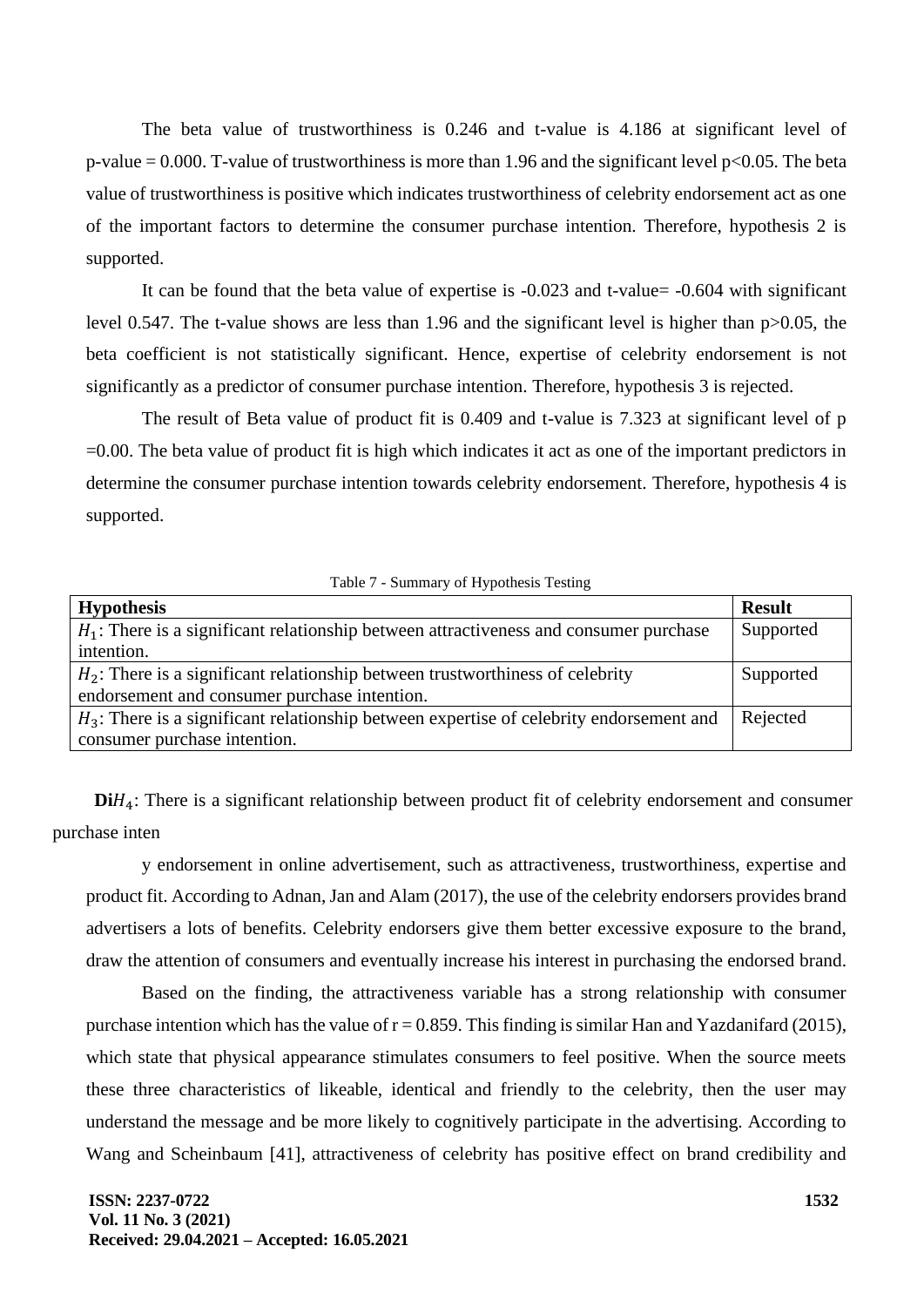The beta value of trustworthiness is 0.246 and t-value is 4.186 at significant level of p-value = 0.000. T-value of trustworthiness is more than 1.96 and the significant level $p<0.05$. The beta value of trustworthiness is positive which indicates trustworthiness of celebrity endorsement act as one of the important factors to determine the consumer purchase intention. Therefore, hypothesis 2 is supported.

It can be found that the beta value of expertise is -0.023 and t-value= -0.604 with significant level 0.547. The t-value shows are less than 1.96 and the significant level is higher than $p>0.05$, the beta coefficient is not statistically significant. Hence, expertise of celebrity endorsement is not significantly as a predictor of consumer purchase intention. Therefore, hypothesis 3 is rejected.

The result of Beta value of product fit is 0.409 and t-value is 7.323 at significant level of p =0.00. The beta value of product fit is high which indicates it act as one of the important predictors in determine the consumer purchase intention towards celebrity endorsement. Therefore, hypothesis 4 is supported.

Table 7 - Summary of Hypothesis Testing

| Hypothesis | Result |
|---|---|
| $H_1$: There is a significant relationship between attractiveness and consumer purchase intention. | Supported |
| $H_2$: There is a significant relationship between trustworthiness of celebrity endorsement and consumer purchase intention. | Supported |
| $H_3$: There is a significant relationship between expertise of celebrity endorsement and consumer purchase intention. | Rejected |

**Di**$H_4$: There is a significant relationship between product fit of celebrity endorsement and consumer purchase inten

y endorsement in online advertisement, such as attractiveness, trustworthiness, expertise and product fit. According to Adnan, Jan and Alam (2017), the use of the celebrity endorsers provides brand advertisers a lots of benefits. Celebrity endorsers give them better excessive exposure to the brand, draw the attention of consumers and eventually increase his interest in purchasing the endorsed brand.

Based on the finding, the attractiveness variable has a strong relationship with consumer purchase intention which has the value of r = 0.859. This finding is similar Han and Yazdanifard (2015), which state that physical appearance stimulates consumers to feel positive. When the source meets these three characteristics of likeable, identical and friendly to the celebrity, then the user may understand the message and be more likely to cognitively participate in the advertising. According to Wang and Scheinbaum [41], attractiveness of celebrity has positive effect on brand credibility and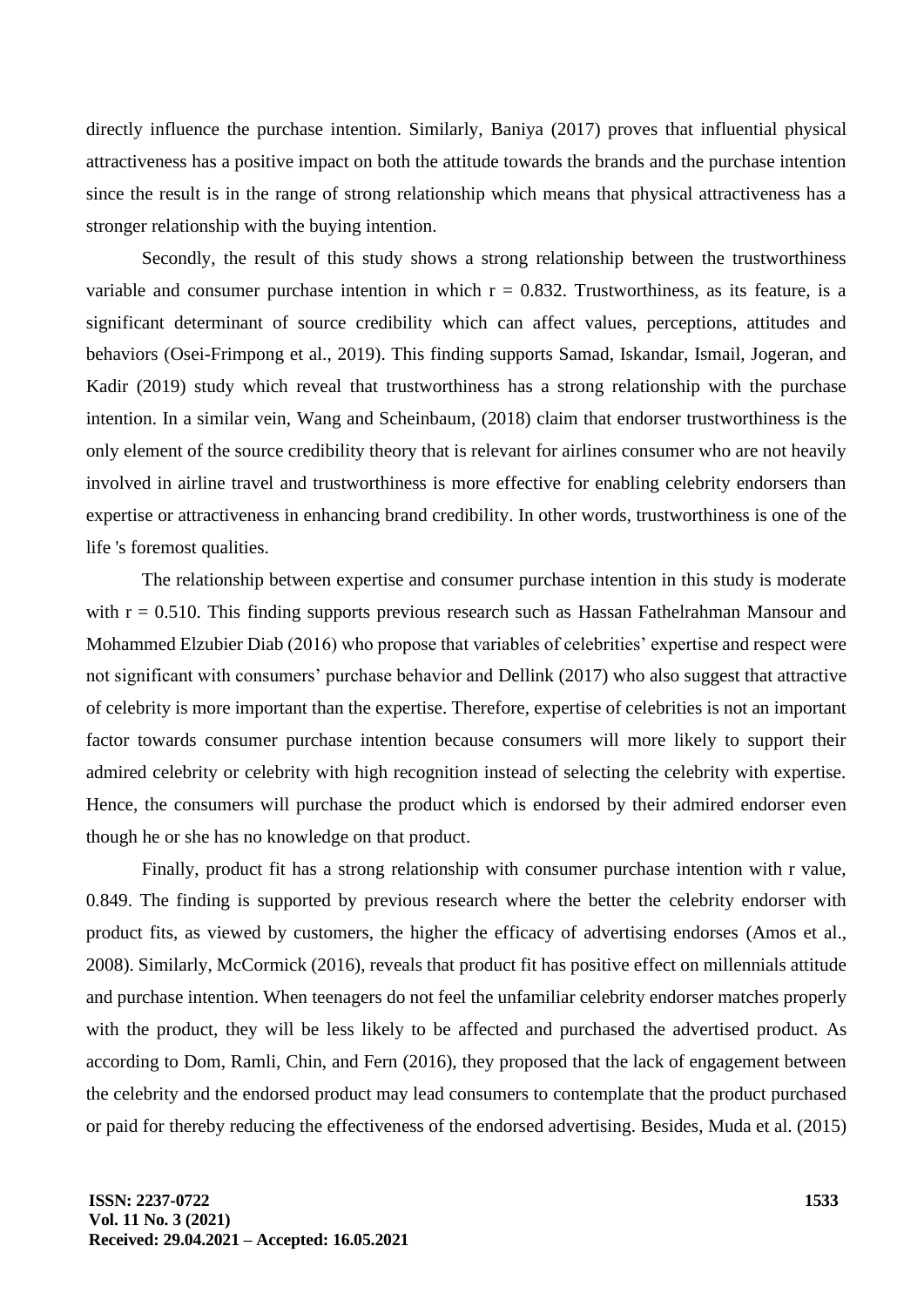directly influence the purchase intention. Similarly, Baniya (2017) proves that influential physical attractiveness has a positive impact on both the attitude towards the brands and the purchase intention since the result is in the range of strong relationship which means that physical attractiveness has a stronger relationship with the buying intention.

Secondly, the result of this study shows a strong relationship between the trustworthiness variable and consumer purchase intention in which $r = 0.832$. Trustworthiness, as its feature, is a significant determinant of source credibility which can affect values, perceptions, attitudes and behaviors (Osei-Frimpong et al., 2019). This finding supports Samad, Iskandar, Ismail, Jogeran, and Kadir (2019) study which reveal that trustworthiness has a strong relationship with the purchase intention. In a similar vein, Wang and Scheinbaum, (2018) claim that endorser trustworthiness is the only element of the source credibility theory that is relevant for airlines consumer who are not heavily involved in airline travel and trustworthiness is more effective for enabling celebrity endorsers than expertise or attractiveness in enhancing brand credibility. In other words, trustworthiness is one of the life 's foremost qualities.

The relationship between expertise and consumer purchase intention in this study is moderate with $r = 0.510$. This finding supports previous research such as Hassan Fathelrahman Mansour and Mohammed Elzubier Diab (2016) who propose that variables of celebrities' expertise and respect were not significant with consumers' purchase behavior and Dellink (2017) who also suggest that attractive of celebrity is more important than the expertise. Therefore, expertise of celebrities is not an important factor towards consumer purchase intention because consumers will more likely to support their admired celebrity or celebrity with high recognition instead of selecting the celebrity with expertise. Hence, the consumers will purchase the product which is endorsed by their admired endorser even though he or she has no knowledge on that product.

Finally, product fit has a strong relationship with consumer purchase intention with r value, 0.849. The finding is supported by previous research where the better the celebrity endorser with product fits, as viewed by customers, the higher the efficacy of advertising endorses (Amos et al., 2008). Similarly, McCormick (2016), reveals that product fit has positive effect on millennials attitude and purchase intention. When teenagers do not feel the unfamiliar celebrity endorser matches properly with the product, they will be less likely to be affected and purchased the advertised product. As according to Dom, Ramli, Chin, and Fern (2016), they proposed that the lack of engagement between the celebrity and the endorsed product may lead consumers to contemplate that the product purchased or paid for thereby reducing the effectiveness of the endorsed advertising. Besides, Muda et al. (2015)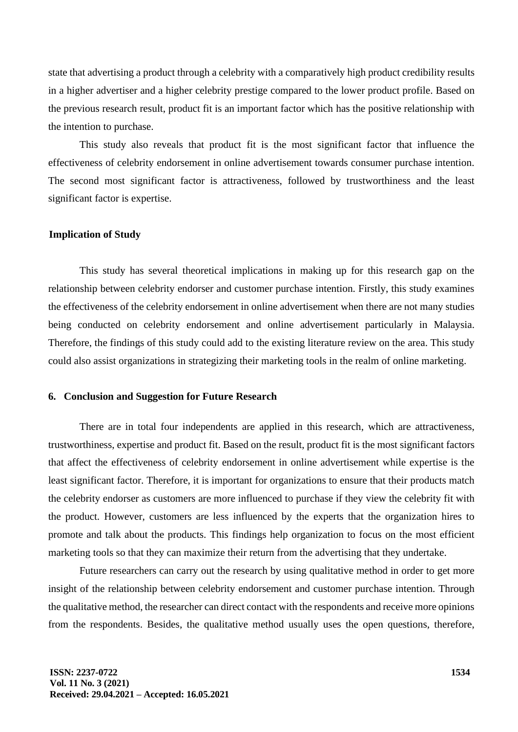state that advertising a product through a celebrity with a comparatively high product credibility results in a higher advertiser and a higher celebrity prestige compared to the lower product profile. Based on the previous research result, product fit is an important factor which has the positive relationship with the intention to purchase.

This study also reveals that product fit is the most significant factor that influence the effectiveness of celebrity endorsement in online advertisement towards consumer purchase intention. The second most significant factor is attractiveness, followed by trustworthiness and the least significant factor is expertise.

### Implication of Study

This study has several theoretical implications in making up for this research gap on the relationship between celebrity endorser and customer purchase intention. Firstly, this study examines the effectiveness of the celebrity endorsement in online advertisement when there are not many studies being conducted on celebrity endorsement and online advertisement particularly in Malaysia. Therefore, the findings of this study could add to the existing literature review on the area. This study could also assist organizations in strategizing their marketing tools in the realm of online marketing.

## 6. Conclusion and Suggestion for Future Research

There are in total four independents are applied in this research, which are attractiveness, trustworthiness, expertise and product fit. Based on the result, product fit is the most significant factors that affect the effectiveness of celebrity endorsement in online advertisement while expertise is the least significant factor. Therefore, it is important for organizations to ensure that their products match the celebrity endorser as customers are more influenced to purchase if they view the celebrity fit with the product. However, customers are less influenced by the experts that the organization hires to promote and talk about the products. This findings help organization to focus on the most efficient marketing tools so that they can maximize their return from the advertising that they undertake.

Future researchers can carry out the research by using qualitative method in order to get more insight of the relationship between celebrity endorsement and customer purchase intention. Through the qualitative method, the researcher can direct contact with the respondents and receive more opinions from the respondents. Besides, the qualitative method usually uses the open questions, therefore,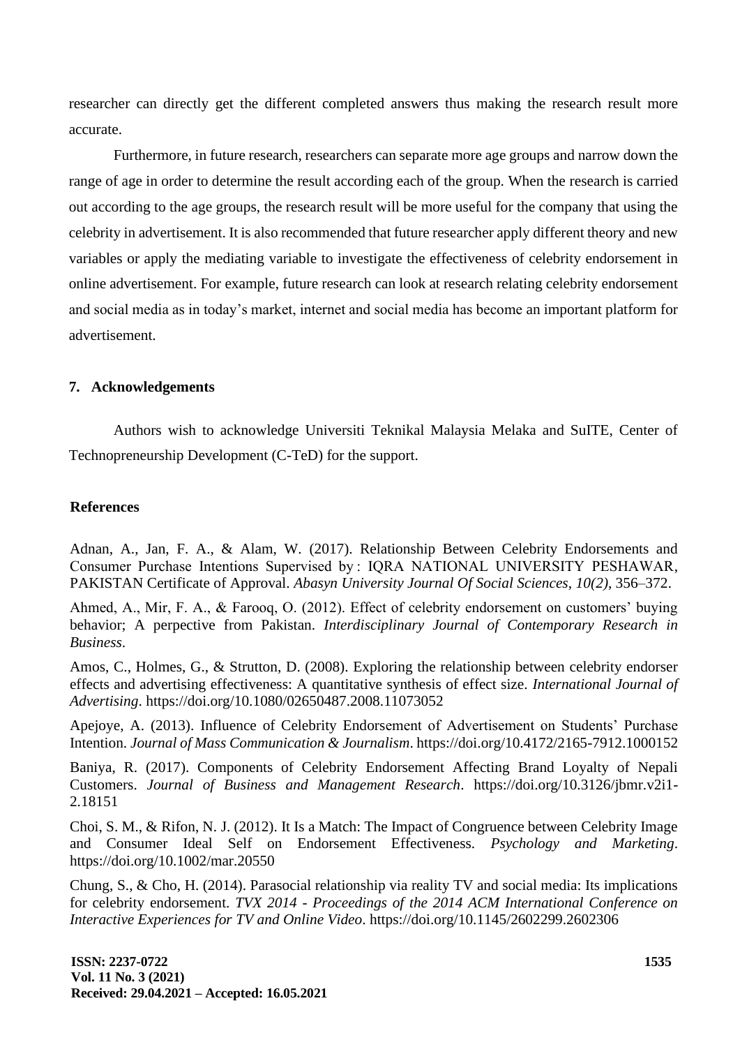researcher can directly get the different completed answers thus making the research result more accurate.

Furthermore, in future research, researchers can separate more age groups and narrow down the range of age in order to determine the result according each of the group. When the research is carried out according to the age groups, the research result will be more useful for the company that using the celebrity in advertisement. It is also recommended that future researcher apply different theory and new variables or apply the mediating variable to investigate the effectiveness of celebrity endorsement in online advertisement. For example, future research can look at research relating celebrity endorsement and social media as in today's market, internet and social media has become an important platform for advertisement.

## 7. Acknowledgements

Authors wish to acknowledge Universiti Teknikal Malaysia Melaka and SuITE, Center of Technopreneurship Development (C-TeD) for the support.

## References

Adnan, A., Jan, F. A., & Alam, W. (2017). Relationship Between Celebrity Endorsements and Consumer Purchase Intentions Supervised by : IQRA NATIONAL UNIVERSITY PESHAWAR, PAKISTAN Certificate of Approval. *Abasyn University Journal Of Social Sciences*, *10(2)*, 356–372.

Ahmed, A., Mir, F. A., & Farooq, O. (2012). Effect of celebrity endorsement on customers' buying behavior; A perpective from Pakistan. *Interdisciplinary Journal of Contemporary Research in Business*.

Amos, C., Holmes, G., & Strutton, D. (2008). Exploring the relationship between celebrity endorser effects and advertising effectiveness: A quantitative synthesis of effect size. *International Journal of Advertising*. https://doi.org/10.1080/02650487.2008.11073052

Apejoye, A. (2013). Influence of Celebrity Endorsement of Advertisement on Students' Purchase Intention. *Journal of Mass Communication & Journalism*. https://doi.org/10.4172/2165-7912.1000152

Baniya, R. (2017). Components of Celebrity Endorsement Affecting Brand Loyalty of Nepali Customers. *Journal of Business and Management Research*. https://doi.org/10.3126/jbmr.v2i1-2.18151

Choi, S. M., & Rifon, N. J. (2012). It Is a Match: The Impact of Congruence between Celebrity Image and Consumer Ideal Self on Endorsement Effectiveness. *Psychology and Marketing*. https://doi.org/10.1002/mar.20550

Chung, S., & Cho, H. (2014). Parasocial relationship via reality TV and social media: Its implications for celebrity endorsement. *TVX 2014 - Proceedings of the 2014 ACM International Conference on Interactive Experiences for TV and Online Video*. https://doi.org/10.1145/2602299.2602306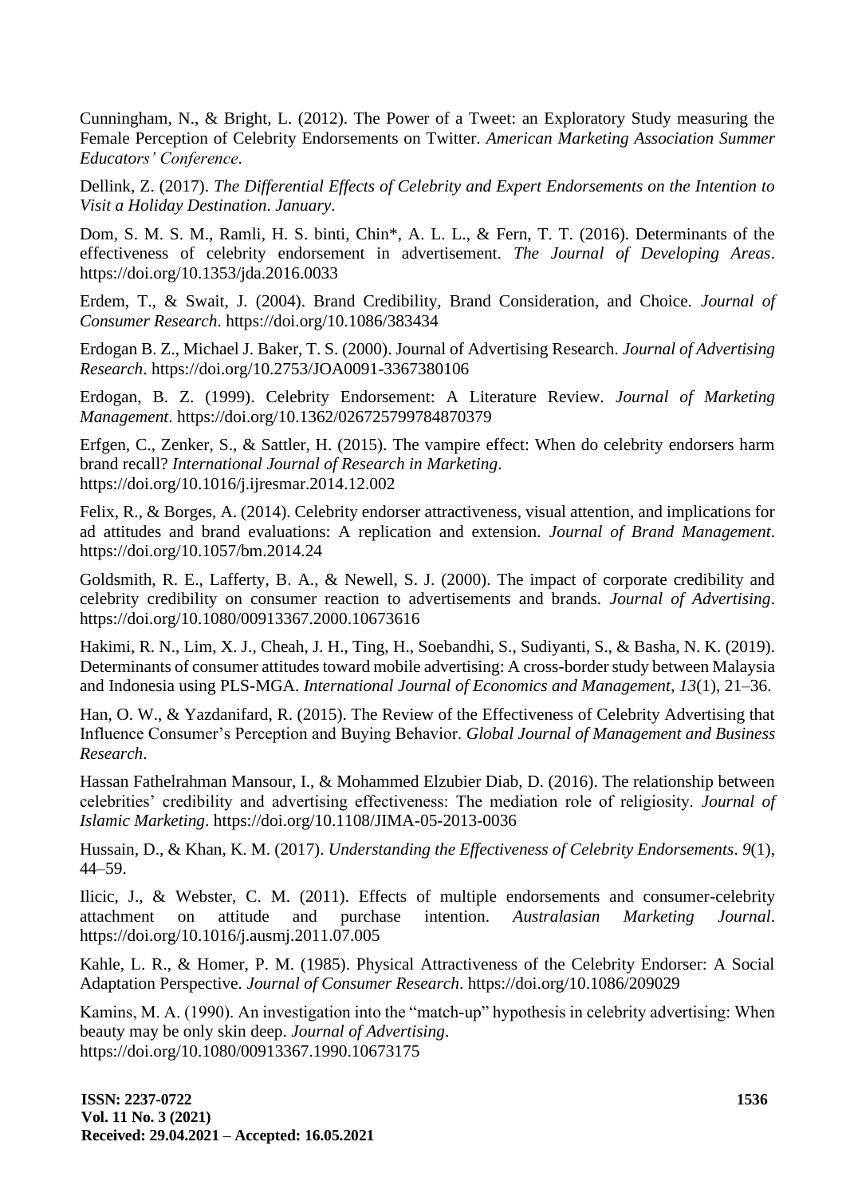Cunningham, N., & Bright, L. (2012). The Power of a Tweet: an Exploratory Study measuring the Female Perception of Celebrity Endorsements on Twitter. *American Marketing Association Summer Educators' Conference*.

Dellink, Z. (2017). *The Differential Effects of Celebrity and Expert Endorsements on the Intention to Visit a Holiday Destination*. *January*.

Dom, S. M. S. M., Ramli, H. S. binti, Chin*, A. L. L., & Fern, T. T. (2016). Determinants of the effectiveness of celebrity endorsement in advertisement. *The Journal of Developing Areas*. https://doi.org/10.1353/jda.2016.0033

Erdem, T., & Swait, J. (2004). Brand Credibility, Brand Consideration, and Choice. *Journal of Consumer Research*. https://doi.org/10.1086/383434

Erdogan B. Z., Michael J. Baker, T. S. (2000). Journal of Advertising Research. *Journal of Advertising Research*. https://doi.org/10.2753/JOA0091-3367380106

Erdogan, B. Z. (1999). Celebrity Endorsement: A Literature Review. *Journal of Marketing Management*. https://doi.org/10.1362/026725799784870379

Erfgen, C., Zenker, S., & Sattler, H. (2015). The vampire effect: When do celebrity endorsers harm brand recall? *International Journal of Research in Marketing*. https://doi.org/10.1016/j.ijresmar.2014.12.002

Felix, R., & Borges, A. (2014). Celebrity endorser attractiveness, visual attention, and implications for ad attitudes and brand evaluations: A replication and extension. *Journal of Brand Management*. https://doi.org/10.1057/bm.2014.24

Goldsmith, R. E., Lafferty, B. A., & Newell, S. J. (2000). The impact of corporate credibility and celebrity credibility on consumer reaction to advertisements and brands. *Journal of Advertising*. https://doi.org/10.1080/00913367.2000.10673616

Hakimi, R. N., Lim, X. J., Cheah, J. H., Ting, H., Soebandhi, S., Sudiyanti, S., & Basha, N. K. (2019). Determinants of consumer attitudes toward mobile advertising: A cross-border study between Malaysia and Indonesia using PLS-MGA. *International Journal of Economics and Management*, *13*(1), 21–36.

Han, O. W., & Yazdanifard, R. (2015). The Review of the Effectiveness of Celebrity Advertising that Influence Consumer's Perception and Buying Behavior. *Global Journal of Management and Business Research*.

Hassan Fathelrahman Mansour, I., & Mohammed Elzubier Diab, D. (2016). The relationship between celebrities' credibility and advertising effectiveness: The mediation role of religiosity. *Journal of Islamic Marketing*. https://doi.org/10.1108/JIMA-05-2013-0036

Hussain, D., & Khan, K. M. (2017). *Understanding the Effectiveness of Celebrity Endorsements*. *9*(1), 44–59.

Ilicic, J., & Webster, C. M. (2011). Effects of multiple endorsements and consumer-celebrity attachment on attitude and purchase intention. *Australasian Marketing Journal*. https://doi.org/10.1016/j.ausmj.2011.07.005

Kahle, L. R., & Homer, P. M. (1985). Physical Attractiveness of the Celebrity Endorser: A Social Adaptation Perspective. *Journal of Consumer Research*. https://doi.org/10.1086/209029

Kamins, M. A. (1990). An investigation into the "match-up" hypothesis in celebrity advertising: When beauty may be only skin deep. *Journal of Advertising*. https://doi.org/10.1080/00913367.1990.10673175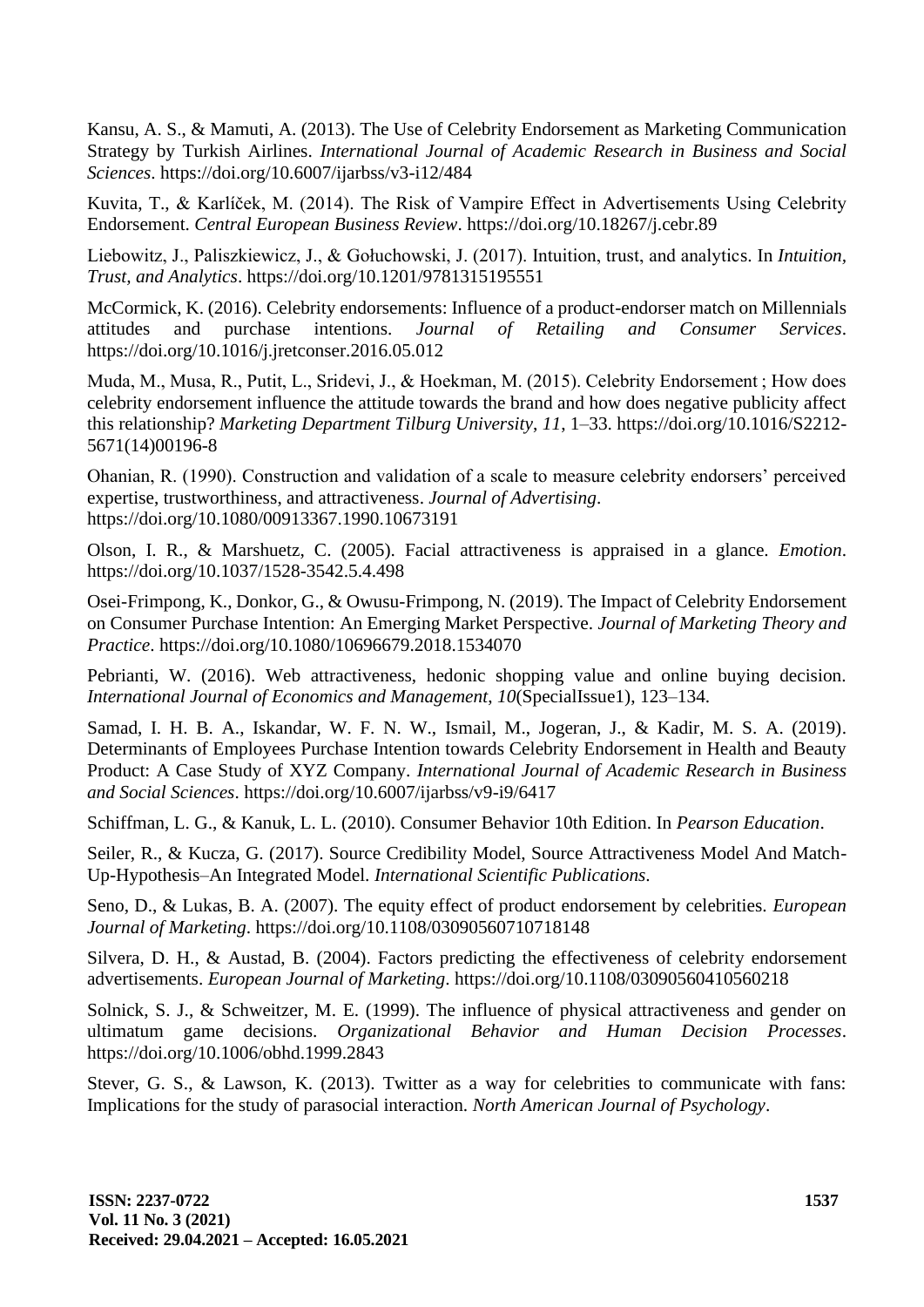Kansu, A. S., & Mamuti, A. (2013). The Use of Celebrity Endorsement as Marketing Communication Strategy by Turkish Airlines. *International Journal of Academic Research in Business and Social Sciences*. https://doi.org/10.6007/ijarbss/v3-i12/484

Kuvita, T., & Karlíček, M. (2014). The Risk of Vampire Effect in Advertisements Using Celebrity Endorsement. *Central European Business Review*. https://doi.org/10.18267/j.cebr.89

Liebowitz, J., Paliszkiewicz, J., & Gołuchowski, J. (2017). Intuition, trust, and analytics. In *Intuition, Trust, and Analytics*. https://doi.org/10.1201/9781315195551

McCormick, K. (2016). Celebrity endorsements: Influence of a product-endorser match on Millennials attitudes and purchase intentions. *Journal of Retailing and Consumer Services*. https://doi.org/10.1016/j.jretconser.2016.05.012

Muda, M., Musa, R., Putit, L., Sridevi, J., & Hoekman, M. (2015). Celebrity Endorsement ; How does celebrity endorsement influence the attitude towards the brand and how does negative publicity affect this relationship? *Marketing Department Tilburg University*, *11*, 1–33. https://doi.org/10.1016/S2212-5671(14)00196-8

Ohanian, R. (1990). Construction and validation of a scale to measure celebrity endorsers' perceived expertise, trustworthiness, and attractiveness. *Journal of Advertising*. https://doi.org/10.1080/00913367.1990.10673191

Olson, I. R., & Marshuetz, C. (2005). Facial attractiveness is appraised in a glance. *Emotion*. https://doi.org/10.1037/1528-3542.5.4.498

Osei-Frimpong, K., Donkor, G., & Owusu-Frimpong, N. (2019). The Impact of Celebrity Endorsement on Consumer Purchase Intention: An Emerging Market Perspective. *Journal of Marketing Theory and Practice*. https://doi.org/10.1080/10696679.2018.1534070

Pebrianti, W. (2016). Web attractiveness, hedonic shopping value and online buying decision. *International Journal of Economics and Management*, *10*(SpecialIssue1), 123–134.

Samad, I. H. B. A., Iskandar, W. F. N. W., Ismail, M., Jogeran, J., & Kadir, M. S. A. (2019). Determinants of Employees Purchase Intention towards Celebrity Endorsement in Health and Beauty Product: A Case Study of XYZ Company. *International Journal of Academic Research in Business and Social Sciences*. https://doi.org/10.6007/ijarbss/v9-i9/6417

Schiffman, L. G., & Kanuk, L. L. (2010). Consumer Behavior 10th Edition. In *Pearson Education*.

Seiler, R., & Kucza, G. (2017). Source Credibility Model, Source Attractiveness Model And Match-Up-Hypothesis–An Integrated Model. *International Scientific Publications*.

Seno, D., & Lukas, B. A. (2007). The equity effect of product endorsement by celebrities. *European Journal of Marketing*. https://doi.org/10.1108/03090560710718148

Silvera, D. H., & Austad, B. (2004). Factors predicting the effectiveness of celebrity endorsement advertisements. *European Journal of Marketing*. https://doi.org/10.1108/03090560410560218

Solnick, S. J., & Schweitzer, M. E. (1999). The influence of physical attractiveness and gender on ultimatum game decisions. *Organizational Behavior and Human Decision Processes*. https://doi.org/10.1006/obhd.1999.2843

Stever, G. S., & Lawson, K. (2013). Twitter as a way for celebrities to communicate with fans: Implications for the study of parasocial interaction. *North American Journal of Psychology*.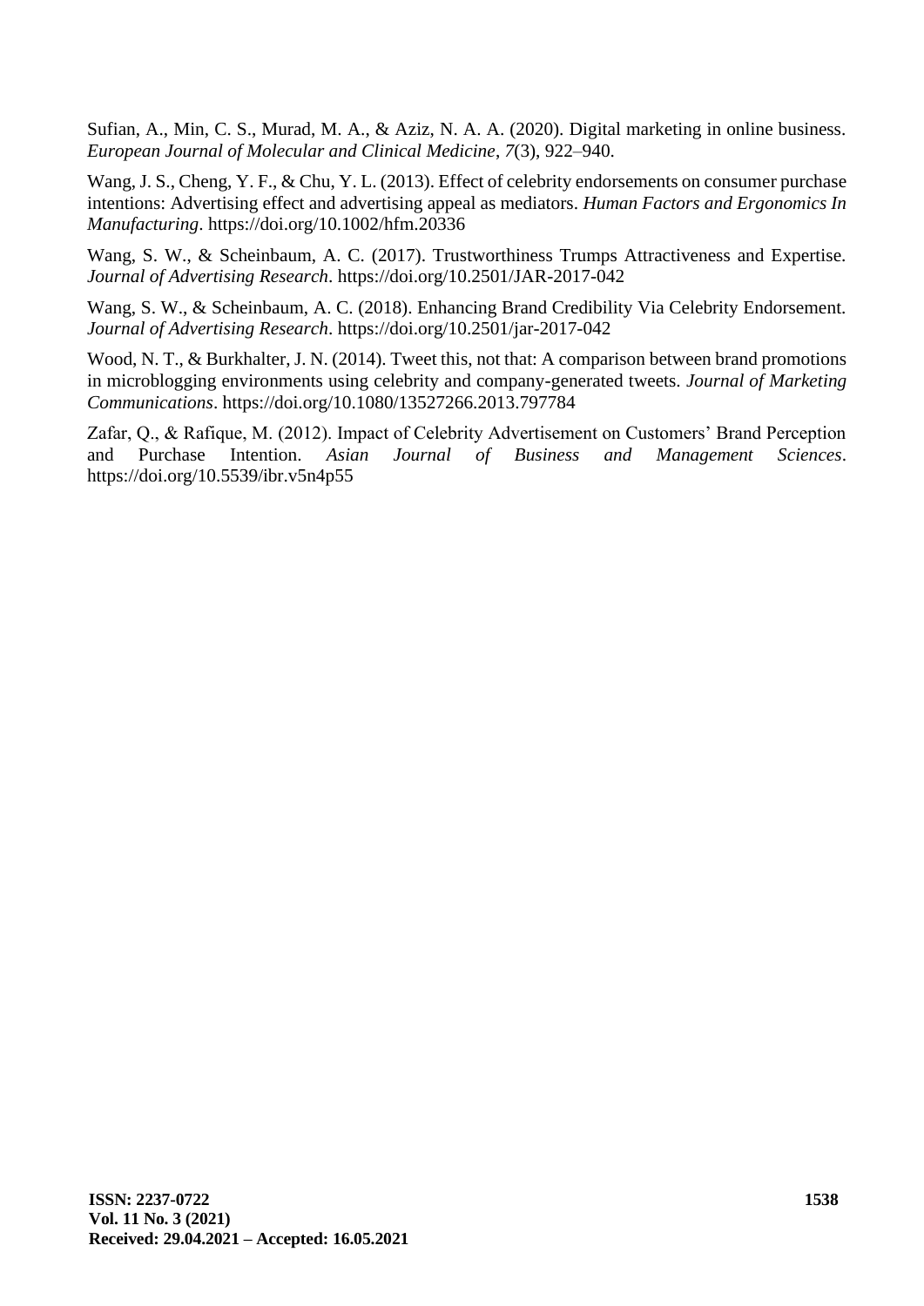Sufian, A., Min, C. S., Murad, M. A., & Aziz, N. A. A. (2020). Digital marketing in online business. *European Journal of Molecular and Clinical Medicine*, *7*(3), 922–940.

Wang, J. S., Cheng, Y. F., & Chu, Y. L. (2013). Effect of celebrity endorsements on consumer purchase intentions: Advertising effect and advertising appeal as mediators. *Human Factors and Ergonomics In Manufacturing*. https://doi.org/10.1002/hfm.20336

Wang, S. W., & Scheinbaum, A. C. (2017). Trustworthiness Trumps Attractiveness and Expertise. *Journal of Advertising Research*. https://doi.org/10.2501/JAR-2017-042

Wang, S. W., & Scheinbaum, A. C. (2018). Enhancing Brand Credibility Via Celebrity Endorsement. *Journal of Advertising Research*. https://doi.org/10.2501/jar-2017-042

Wood, N. T., & Burkhalter, J. N. (2014). Tweet this, not that: A comparison between brand promotions in microblogging environments using celebrity and company-generated tweets. *Journal of Marketing Communications*. https://doi.org/10.1080/13527266.2013.797784

Zafar, Q., & Rafique, M. (2012). Impact of Celebrity Advertisement on Customers' Brand Perception and Purchase Intention. *Asian Journal of Business and Management Sciences*. https://doi.org/10.5539/ibr.v5n4p55